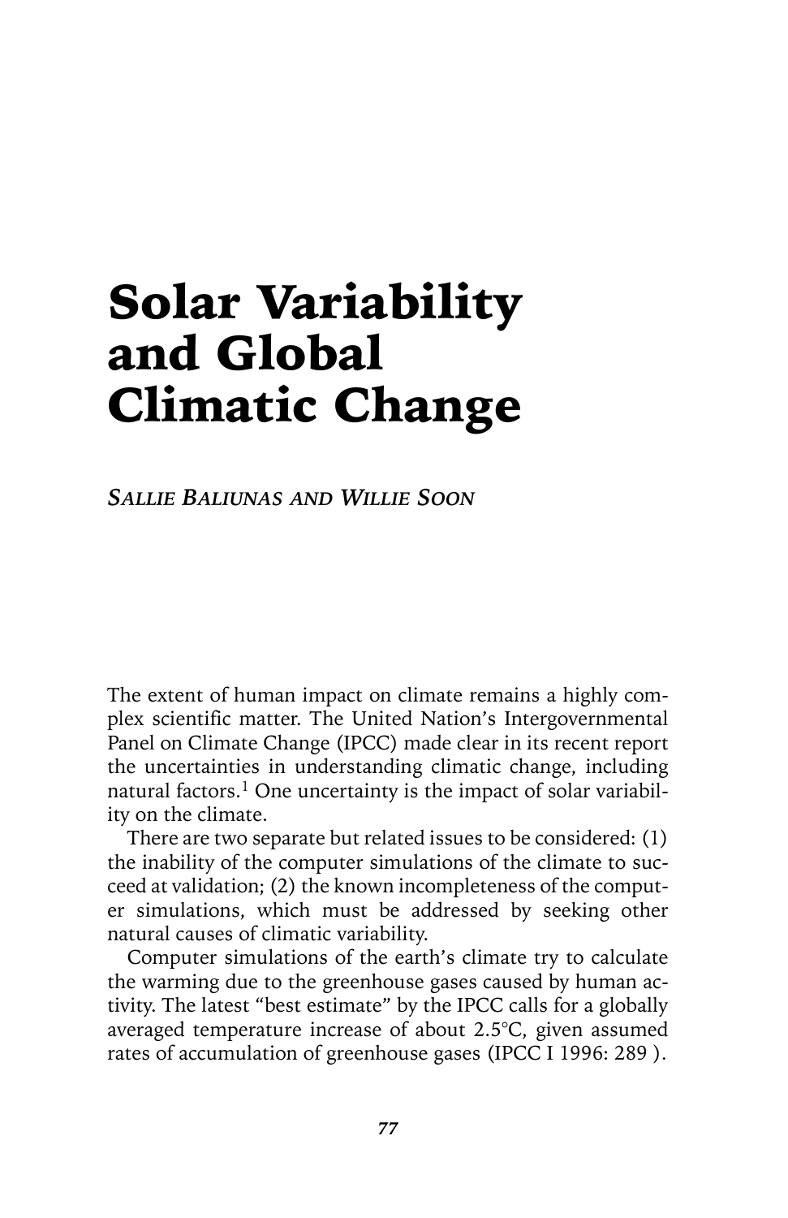# Solar Variability and Global Climatic Change

*Sallie Baliunas and Willie Soon*

The extent of human impact on climate remains a highly complex scientific matter. The United Nation's Intergovernmental Panel on Climate Change (IPCC) made clear in its recent report the uncertainties in understanding climatic change, including natural factors.[1] One uncertainty is the impact of solar variability on the climate.

There are two separate but related issues to be considered: (1) the inability of the computer simulations of the climate to succeed at validation; (2) the known incompleteness of the computer simulations, which must be addressed by seeking other natural causes of climatic variability.

Computer simulations of the earth's climate try to calculate the warming due to the greenhouse gases caused by human activity. The latest "best estimate" by the IPCC calls for a globally averaged temperature increase of about 2.5°C, given assumed rates of accumulation of greenhouse gases (IPCC I 1996: 289 ).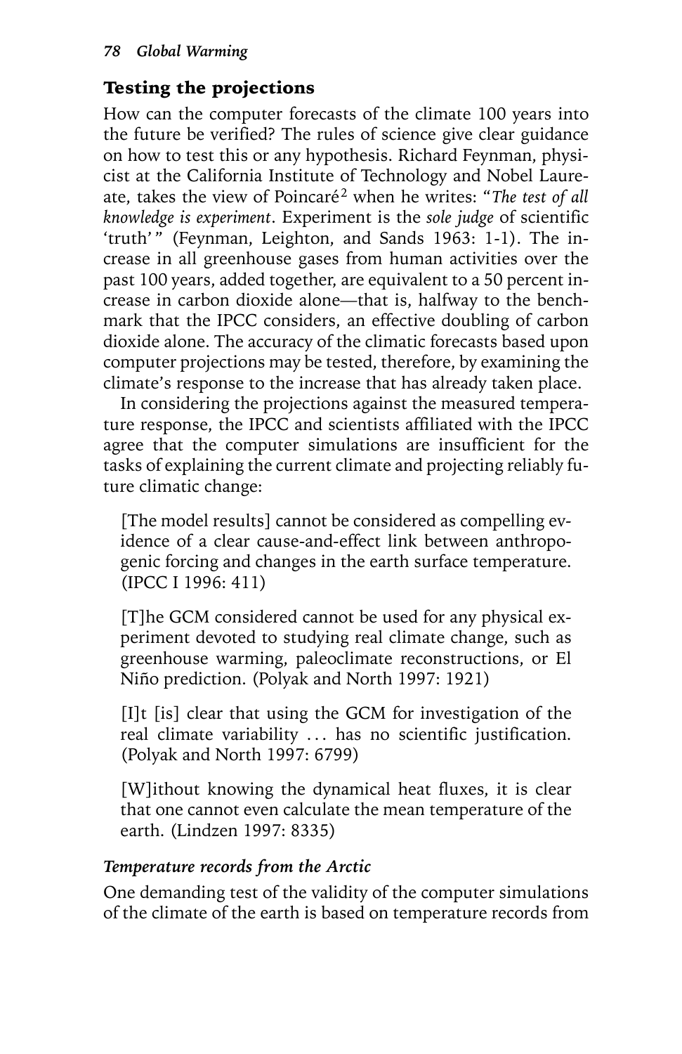## Testing the projections

How can the computer forecasts of the climate 100 years into the future be verified? The rules of science give clear guidance on how to test this or any hypothesis. Richard Feynman, physicist at the California Institute of Technology and Nobel Laureate, takes the view of Poincaré[2] when he writes: "*The test of all knowledge is experiment*. Experiment is the *sole judge* of scientific 'truth'" (Feynman, Leighton, and Sands 1963: 1-1). The increase in all greenhouse gases from human activities over the past 100 years, added together, are equivalent to a 50 percent increase in carbon dioxide alone—that is, halfway to the benchmark that the IPCC considers, an effective doubling of carbon dioxide alone. The accuracy of the climatic forecasts based upon computer projections may be tested, therefore, by examining the climate's response to the increase that has already taken place.

In considering the projections against the measured temperature response, the IPCC and scientists affiliated with the IPCC agree that the computer simulations are insufficient for the tasks of explaining the current climate and projecting reliably future climatic change:

> [The model results] cannot be considered as compelling evidence of a clear cause-and-effect link between anthropogenic forcing and changes in the earth surface temperature. (IPCC I 1996: 411)

> [T]he GCM considered cannot be used for any physical experiment devoted to studying real climate change, such as greenhouse warming, paleoclimate reconstructions, or El Niño prediction. (Polyak and North 1997: 1921)

> [I]t [is] clear that using the GCM for investigation of the real climate variability ... has no scientific justification. (Polyak and North 1997: 6799)

> [W]ithout knowing the dynamical heat fluxes, it is clear that one cannot even calculate the mean temperature of the earth. (Lindzen 1997: 8335)

### *Temperature records from the Arctic*

One demanding test of the validity of the computer simulations of the climate of the earth is based on temperature records from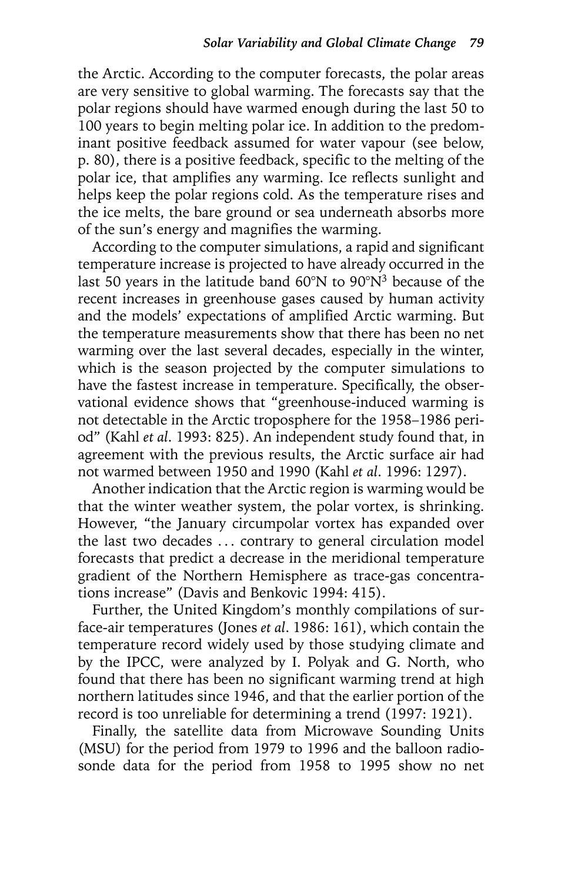the Arctic. According to the computer forecasts, the polar areas are very sensitive to global warming. The forecasts say that the polar regions should have warmed enough during the last 50 to 100 years to begin melting polar ice. In addition to the predominant positive feedback assumed for water vapour (see below, p. 80), there is a positive feedback, specific to the melting of the polar ice, that amplifies any warming. Ice reflects sunlight and helps keep the polar regions cold. As the temperature rises and the ice melts, the bare ground or sea underneath absorbs more of the sun's energy and magnifies the warming.

According to the computer simulations, a rapid and significant temperature increase is projected to have already occurred in the last 50 years in the latitude band 60°N to 90°N[3] because of the recent increases in greenhouse gases caused by human activity and the models' expectations of amplified Arctic warming. But the temperature measurements show that there has been no net warming over the last several decades, especially in the winter, which is the season projected by the computer simulations to have the fastest increase in temperature. Specifically, the observational evidence shows that "greenhouse-induced warming is not detectable in the Arctic troposphere for the 1958–1986 period" (Kahl *et al*. 1993: 825). An independent study found that, in agreement with the previous results, the Arctic surface air had not warmed between 1950 and 1990 (Kahl *et al*. 1996: 1297).

Another indication that the Arctic region is warming would be that the winter weather system, the polar vortex, is shrinking. However, "the January circumpolar vortex has expanded over the last two decades ... contrary to general circulation model forecasts that predict a decrease in the meridional temperature gradient of the Northern Hemisphere as trace-gas concentrations increase" (Davis and Benkovic 1994: 415).

Further, the United Kingdom's monthly compilations of surface-air temperatures (Jones *et al*. 1986: 161), which contain the temperature record widely used by those studying climate and by the IPCC, were analyzed by I. Polyak and G. North, who found that there has been no significant warming trend at high northern latitudes since 1946, and that the earlier portion of the record is too unreliable for determining a trend (1997: 1921).

Finally, the satellite data from Microwave Sounding Units (MSU) for the period from 1979 to 1996 and the balloon radiosonde data for the period from 1958 to 1995 show no net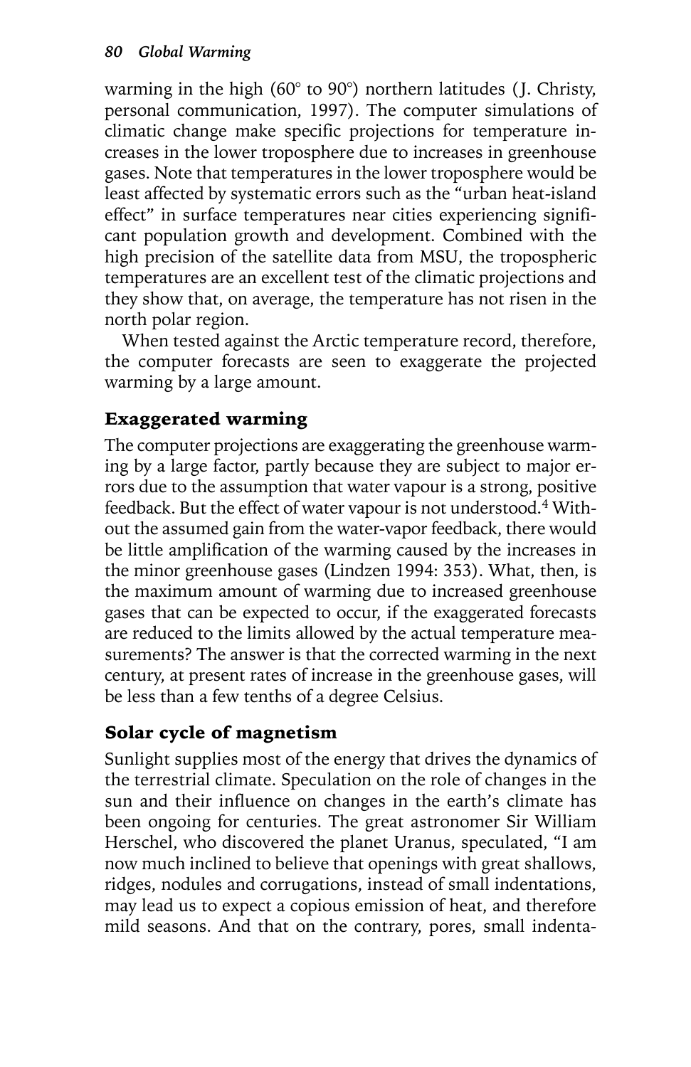warming in the high (60° to 90°) northern latitudes (J. Christy, personal communication, 1997). The computer simulations of climatic change make specific projections for temperature increases in the lower troposphere due to increases in greenhouse gases. Note that temperatures in the lower troposphere would be least affected by systematic errors such as the "urban heat-island effect" in surface temperatures near cities experiencing significant population growth and development. Combined with the high precision of the satellite data from MSU, the tropospheric temperatures are an excellent test of the climatic projections and they show that, on average, the temperature has not risen in the north polar region.

When tested against the Arctic temperature record, therefore, the computer forecasts are seen to exaggerate the projected warming by a large amount.

## Exaggerated warming

The computer projections are exaggerating the greenhouse warming by a large factor, partly because they are subject to major errors due to the assumption that water vapour is a strong, positive feedback. But the effect of water vapour is not understood.[4] Without the assumed gain from the water-vapor feedback, there would be little amplification of the warming caused by the increases in the minor greenhouse gases (Lindzen 1994: 353). What, then, is the maximum amount of warming due to increased greenhouse gases that can be expected to occur, if the exaggerated forecasts are reduced to the limits allowed by the actual temperature measurements? The answer is that the corrected warming in the next century, at present rates of increase in the greenhouse gases, will be less than a few tenths of a degree Celsius.

## Solar cycle of magnetism

Sunlight supplies most of the energy that drives the dynamics of the terrestrial climate. Speculation on the role of changes in the sun and their influence on changes in the earth's climate has been ongoing for centuries. The great astronomer Sir William Herschel, who discovered the planet Uranus, speculated, "I am now much inclined to believe that openings with great shallows, ridges, nodules and corrugations, instead of small indentations, may lead us to expect a copious emission of heat, and therefore mild seasons. And that on the contrary, pores, small indenta-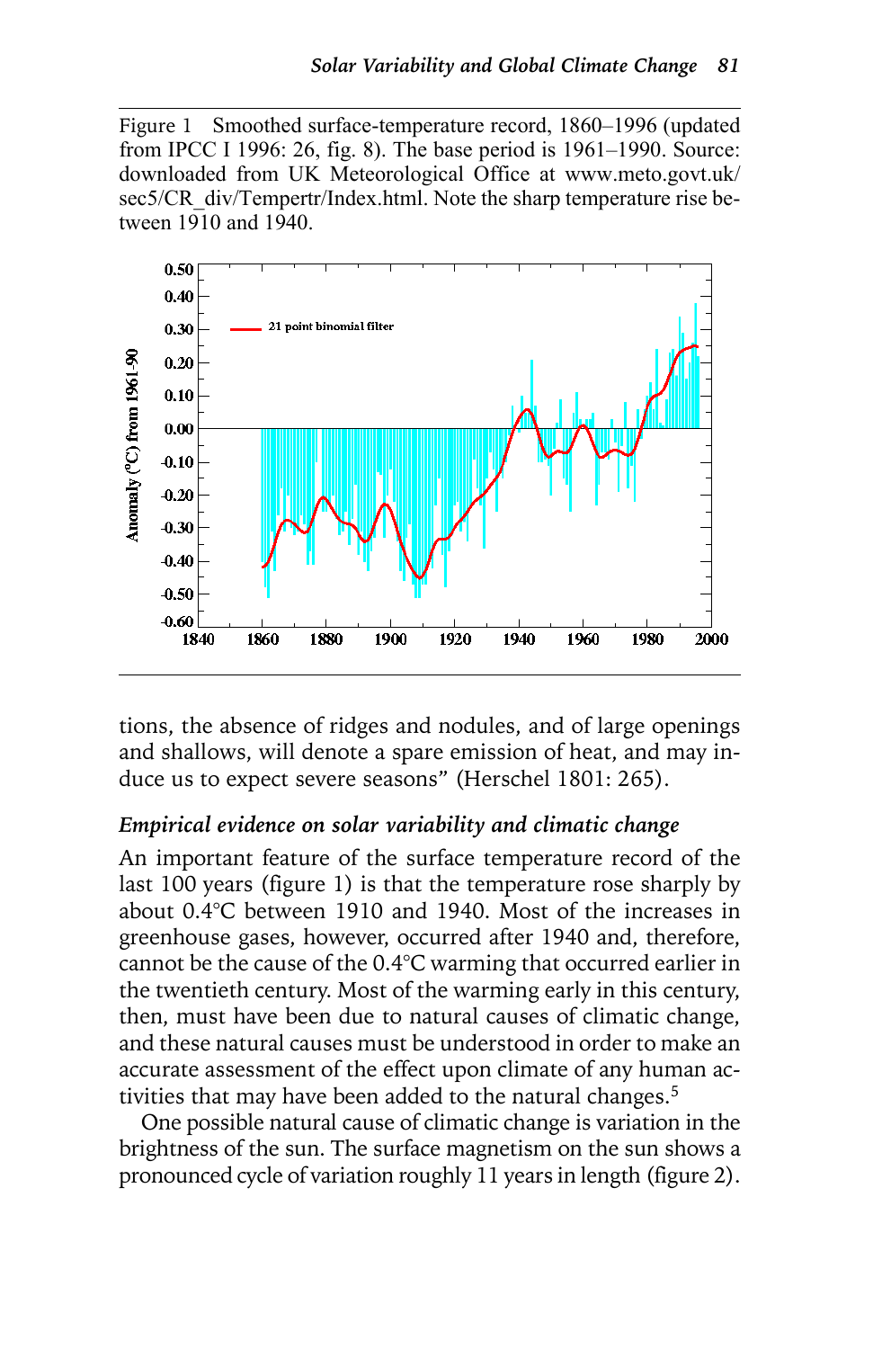Figure 1 Smoothed surface-temperature record, 1860–1996 (updated from IPCC I 1996: 26, fig. 8). The base period is 1961–1990. Source: downloaded from UK Meteorological Office at www.meto.govt.uk/sec5/CR_div/Tempertr/Index.html. Note the sharp temperature rise between 1910 and 1940.

21 point binomial filter

Anomaly (°C) from 1961-90

0.50
0.40
0.30
0.20
0.10
0.00
-0.10
-0.20
-0.30
-0.40
-0.50
-0.60

1840 1860 1880 1900 1920 1940 1960 1980 2000

tions, the absence of ridges and nodules, and of large openings and shallows, will denote a spare emission of heat, and may induce us to expect severe seasons" (Herschel 1801: 265).

### *Empirical evidence on solar variability and climatic change*

An important feature of the surface temperature record of the last 100 years (figure 1) is that the temperature rose sharply by about 0.4°C between 1910 and 1940. Most of the increases in greenhouse gases, however, occurred after 1940 and, therefore, cannot be the cause of the 0.4°C warming that occurred earlier in the twentieth century. Most of the warming early in this century, then, must have been due to natural causes of climatic change, and these natural causes must be understood in order to make an accurate assessment of the effect upon climate of any human activities that may have been added to the natural changes.[5]

One possible natural cause of climatic change is variation in the brightness of the sun. The surface magnetism on the sun shows a pronounced cycle of variation roughly 11 years in length (figure 2).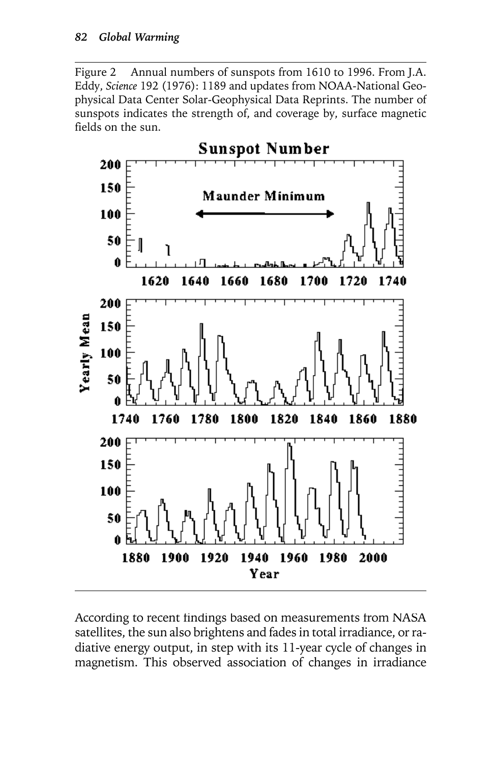Figure 2 Annual numbers of sunspots from 1610 to 1996. From J.A. Eddy, *Science* 192 (1976): 1189 and updates from NOAA-National Geophysical Data Center Solar-Geophysical Data Reprints. The number of sunspots indicates the strength of, and coverage by, surface magnetic fields on the sun.

Sunspot Number

Maunder Minimum

Yearly Mean

200
150
100
50
0

1620 1640 1660 1680 1700 1720 1740

1740 1760 1780 1800 1820 1840 1860 1880

1880 1900 1920 1940 1960 1980 2000

Year

According to recent findings based on measurements from NASA satellites, the sun also brightens and fades in total irradiance, or radiative energy output, in step with its 11-year cycle of changes in magnetism. This observed association of changes in irradiance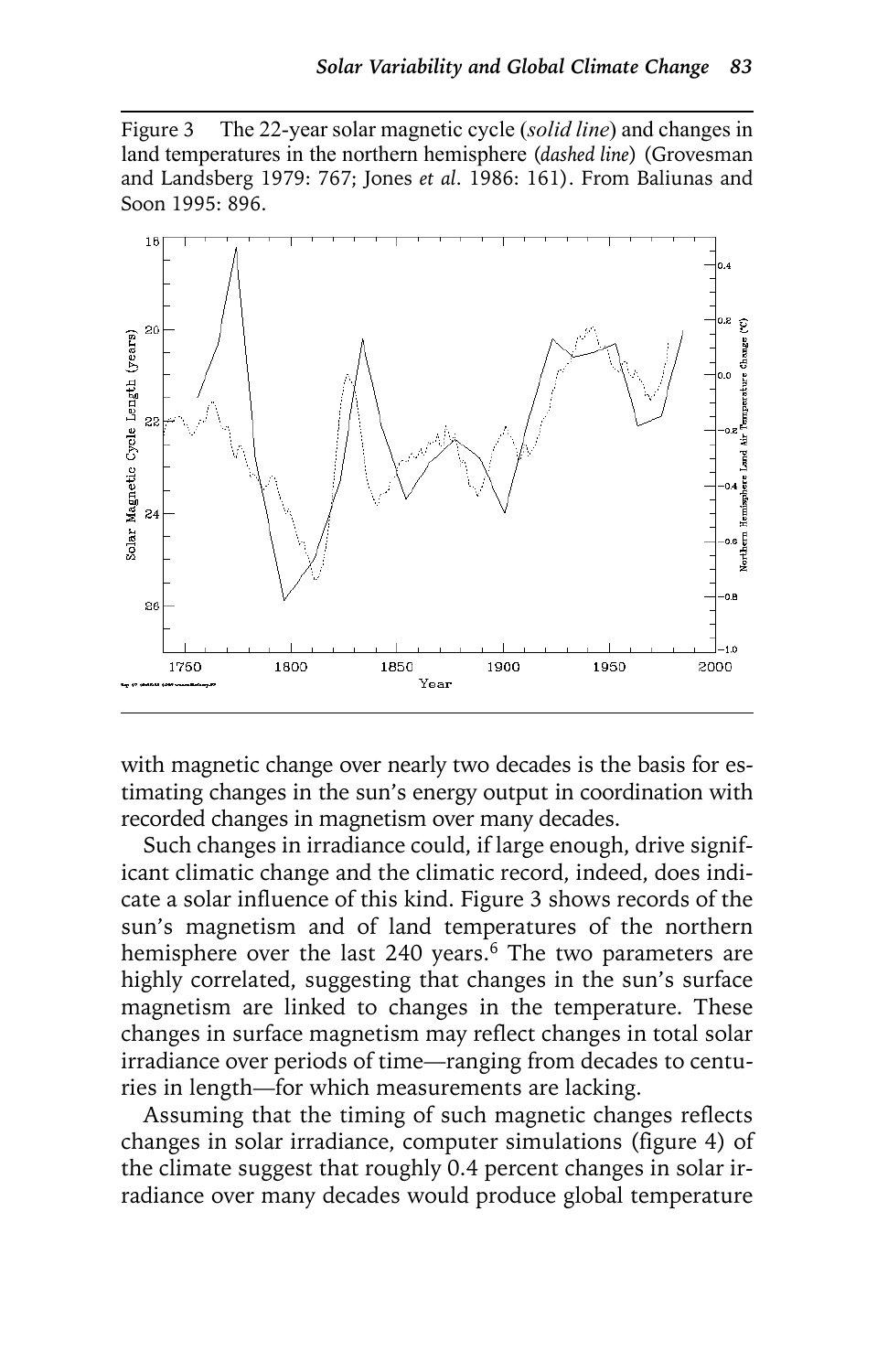Figure 3 The 22-year solar magnetic cycle (*solid line*) and changes in land temperatures in the northern hemisphere (*dashed line*) (Grovesman and Landsberg 1979: 767; Jones *et al*. 1986: 161). From Baliunas and Soon 1995: 896.

Solar Magnetic Cycle Length (years)

18
20
22
24
26

Northern Hemisphere Land Air Temperature Change (°C)

0.4
0.2
0.0
−0.2
−0.4
−0.6
−0.8
−1.0

1750
1800
1850
1900
1950
2000

Year

with magnetic change over nearly two decades is the basis for estimating changes in the sun's energy output in coordination with recorded changes in magnetism over many decades.

Such changes in irradiance could, if large enough, drive significant climatic change and the climatic record, indeed, does indicate a solar influence of this kind. Figure 3 shows records of the sun's magnetism and of land temperatures of the northern hemisphere over the last 240 years.[6] The two parameters are highly correlated, suggesting that changes in the sun's surface magnetism are linked to changes in the temperature. These changes in surface magnetism may reflect changes in total solar irradiance over periods of time—ranging from decades to centuries in length—for which measurements are lacking.

Assuming that the timing of such magnetic changes reflects changes in solar irradiance, computer simulations (figure 4) of the climate suggest that roughly 0.4 percent changes in solar irradiance over many decades would produce global temperature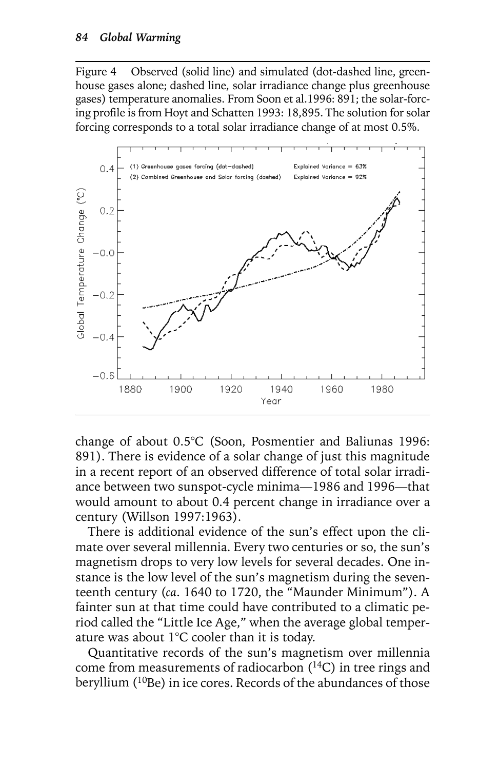Figure 4 Observed (solid line) and simulated (dot-dashed line, greenhouse gases alone; dashed line, solar irradiance change plus greenhouse gases) temperature anomalies. From Soon et al.1996: 891; the solar-forcing profile is from Hoyt and Schatten 1993: 18,895. The solution for solar forcing corresponds to a total solar irradiance change of at most 0.5%.

(1) Greenhouse gases forcing (dot–dashed) Explained Variance = 63%

(2) Combined Greenhouse and Solar forcing (dashed) Explained Variance = 92%

Global Temperature Change (°C)

0.4
0.2
−0.0
−0.2
−0.4
−0.6

1880 1900 1920 1940 1960 1980

Year

change of about 0.5°C (Soon, Posmentier and Baliunas 1996: 891). There is evidence of a solar change of just this magnitude in a recent report of an observed difference of total solar irradiance between two sunspot-cycle minima—1986 and 1996—that would amount to about 0.4 percent change in irradiance over a century (Willson 1997:1963).

There is additional evidence of the sun's effect upon the climate over several millennia. Every two centuries or so, the sun's magnetism drops to very low levels for several decades. One instance is the low level of the sun's magnetism during the seventeenth century (*ca*. 1640 to 1720, the "Maunder Minimum"). A fainter sun at that time could have contributed to a climatic period called the "Little Ice Age," when the average global temperature was about 1°C cooler than it is today.

Quantitative records of the sun's magnetism over millennia come from measurements of radiocarbon ($^{14}C$) in tree rings and beryllium ($^{10}Be$) in ice cores. Records of the abundances of those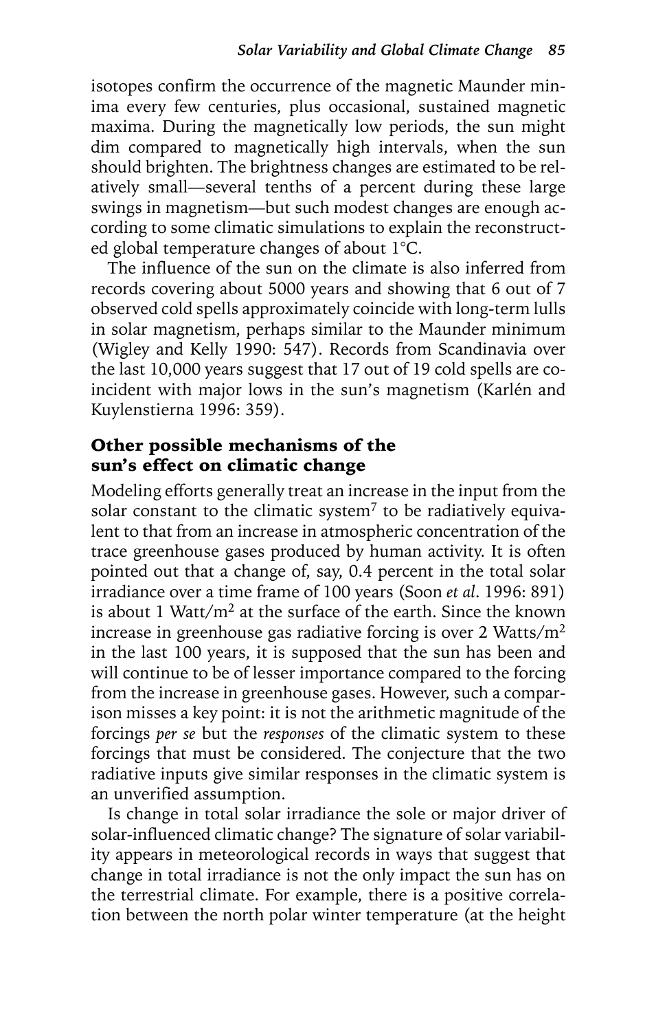isotopes confirm the occurrence of the magnetic Maunder minima every few centuries, plus occasional, sustained magnetic maxima. During the magnetically low periods, the sun might dim compared to magnetically high intervals, when the sun should brighten. The brightness changes are estimated to be relatively small—several tenths of a percent during these large swings in magnetism—but such modest changes are enough according to some climatic simulations to explain the reconstructed global temperature changes of about 1°C.

The influence of the sun on the climate is also inferred from records covering about 5000 years and showing that 6 out of 7 observed cold spells approximately coincide with long-term lulls in solar magnetism, perhaps similar to the Maunder minimum (Wigley and Kelly 1990: 547). Records from Scandinavia over the last 10,000 years suggest that 17 out of 19 cold spells are coincident with major lows in the sun's magnetism (Karlén and Kuylenstierna 1996: 359).

## Other possible mechanisms of the sun's effect on climatic change

Modeling efforts generally treat an increase in the input from the solar constant to the climatic system[7] to be radiatively equivalent to that from an increase in atmospheric concentration of the trace greenhouse gases produced by human activity. It is often pointed out that a change of, say, 0.4 percent in the total solar irradiance over a time frame of 100 years (Soon *et al*. 1996: 891) is about 1 Watt/m$^2$ at the surface of the earth. Since the known increase in greenhouse gas radiative forcing is over 2 Watts/m$^2$ in the last 100 years, it is supposed that the sun has been and will continue to be of lesser importance compared to the forcing from the increase in greenhouse gases. However, such a comparison misses a key point: it is not the arithmetic magnitude of the forcings *per se* but the *responses* of the climatic system to these forcings that must be considered. The conjecture that the two radiative inputs give similar responses in the climatic system is an unverified assumption.

Is change in total solar irradiance the sole or major driver of solar-influenced climatic change? The signature of solar variability appears in meteorological records in ways that suggest that change in total irradiance is not the only impact the sun has on the terrestrial climate. For example, there is a positive correlation between the north polar winter temperature (at the height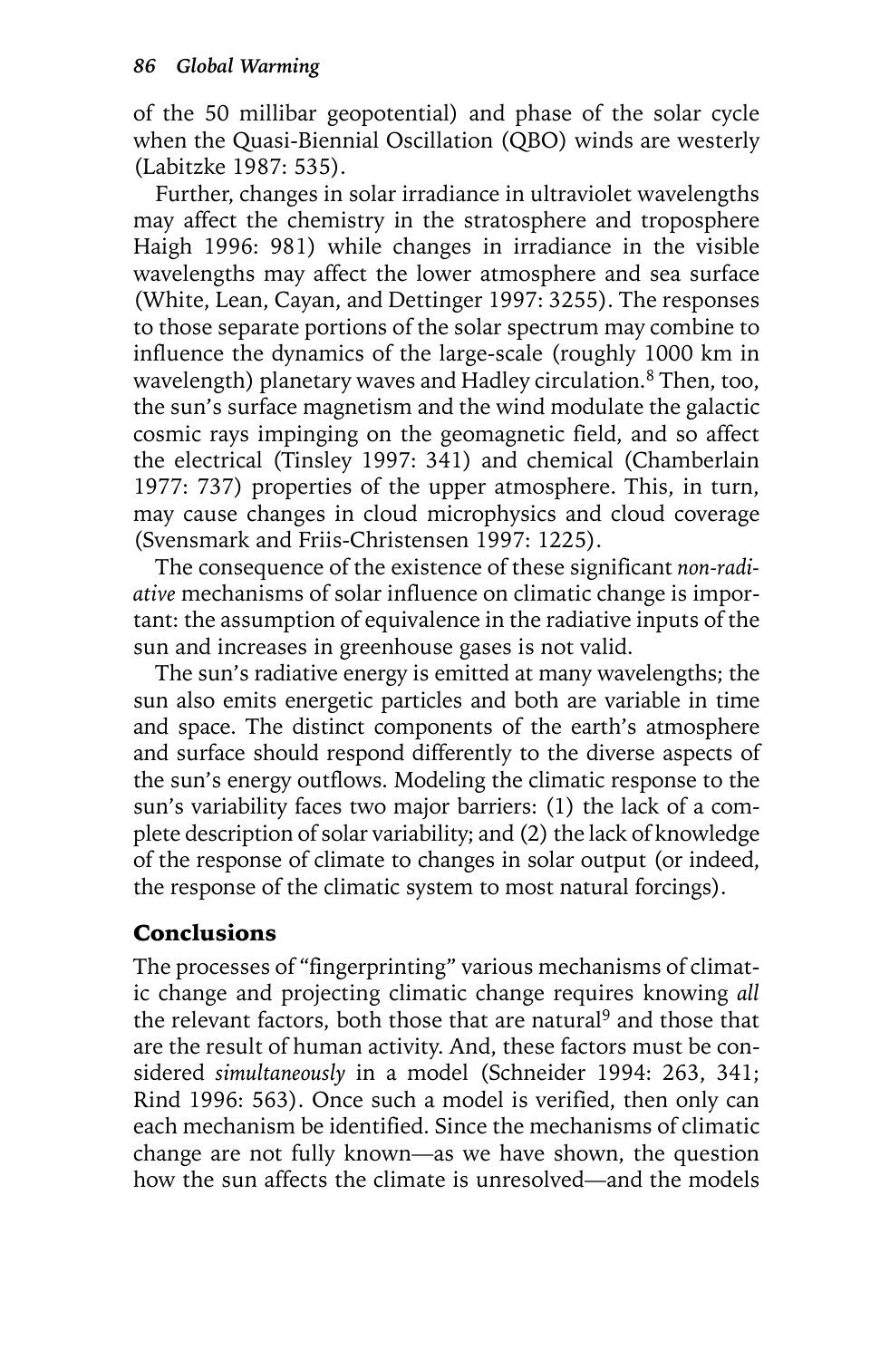of the 50 millibar geopotential) and phase of the solar cycle when the Quasi-Biennial Oscillation (QBO) winds are westerly (Labitzke 1987: 535).

Further, changes in solar irradiance in ultraviolet wavelengths may affect the chemistry in the stratosphere and troposphere Haigh 1996: 981) while changes in irradiance in the visible wavelengths may affect the lower atmosphere and sea surface (White, Lean, Cayan, and Dettinger 1997: 3255). The responses to those separate portions of the solar spectrum may combine to influence the dynamics of the large-scale (roughly 1000 km in wavelength) planetary waves and Hadley circulation.[8] Then, too, the sun's surface magnetism and the wind modulate the galactic cosmic rays impinging on the geomagnetic field, and so affect the electrical (Tinsley 1997: 341) and chemical (Chamberlain 1977: 737) properties of the upper atmosphere. This, in turn, may cause changes in cloud microphysics and cloud coverage (Svensmark and Friis-Christensen 1997: 1225).

The consequence of the existence of these significant *non-radiative* mechanisms of solar influence on climatic change is important: the assumption of equivalence in the radiative inputs of the sun and increases in greenhouse gases is not valid.

The sun's radiative energy is emitted at many wavelengths; the sun also emits energetic particles and both are variable in time and space. The distinct components of the earth's atmosphere and surface should respond differently to the diverse aspects of the sun's energy outflows. Modeling the climatic response to the sun's variability faces two major barriers: (1) the lack of a complete description of solar variability; and (2) the lack of knowledge of the response of climate to changes in solar output (or indeed, the response of the climatic system to most natural forcings).

## Conclusions

The processes of "fingerprinting" various mechanisms of climatic change and projecting climatic change requires knowing *all* the relevant factors, both those that are natural[9] and those that are the result of human activity. And, these factors must be considered *simultaneously* in a model (Schneider 1994: 263, 341; Rind 1996: 563). Once such a model is verified, then only can each mechanism be identified. Since the mechanisms of climatic change are not fully known—as we have shown, the question how the sun affects the climate is unresolved—and the models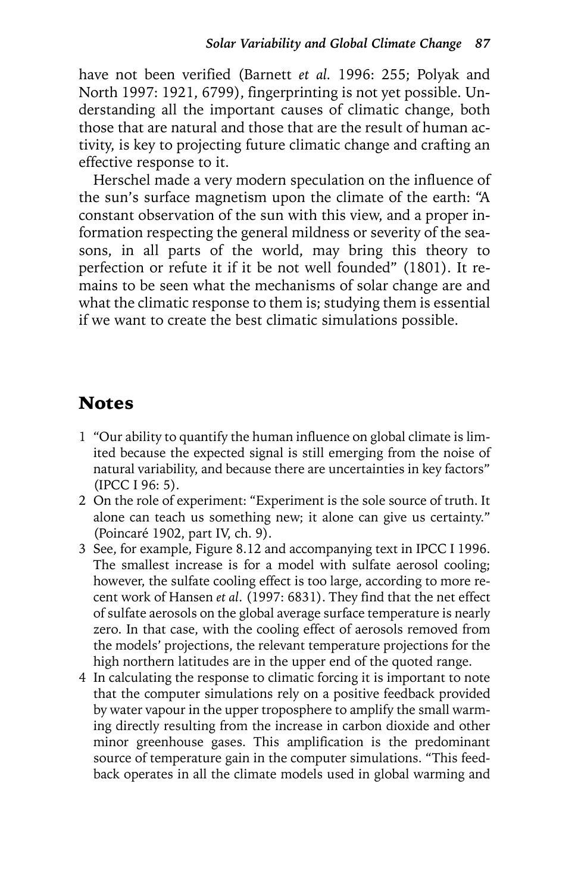have not been verified (Barnett *et al.* 1996: 255; Polyak and North 1997: 1921, 6799), fingerprinting is not yet possible. Understanding all the important causes of climatic change, both those that are natural and those that are the result of human activity, is key to projecting future climatic change and crafting an effective response to it.

Herschel made a very modern speculation on the influence of the sun's surface magnetism upon the climate of the earth: "A constant observation of the sun with this view, and a proper information respecting the general mildness or severity of the seasons, in all parts of the world, may bring this theory to perfection or refute it if it be not well founded" (1801). It remains to be seen what the mechanisms of solar change are and what the climatic response to them is; studying them is essential if we want to create the best climatic simulations possible.

## Notes

1. "Our ability to quantify the human influence on global climate is limited because the expected signal is still emerging from the noise of natural variability, and because there are uncertainties in key factors" (IPCC I 96: 5).
2. On the role of experiment: "Experiment is the sole source of truth. It alone can teach us something new; it alone can give us certainty." (Poincaré 1902, part IV, ch. 9).
3. See, for example, Figure 8.12 and accompanying text in IPCC I 1996. The smallest increase is for a model with sulfate aerosol cooling; however, the sulfate cooling effect is too large, according to more recent work of Hansen *et al*. (1997: 6831). They find that the net effect of sulfate aerosols on the global average surface temperature is nearly zero. In that case, with the cooling effect of aerosols removed from the models' projections, the relevant temperature projections for the high northern latitudes are in the upper end of the quoted range.
4. In calculating the response to climatic forcing it is important to note that the computer simulations rely on a positive feedback provided by water vapour in the upper troposphere to amplify the small warming directly resulting from the increase in carbon dioxide and other minor greenhouse gases. This amplification is the predominant source of temperature gain in the computer simulations. "This feedback operates in all the climate models used in global warming and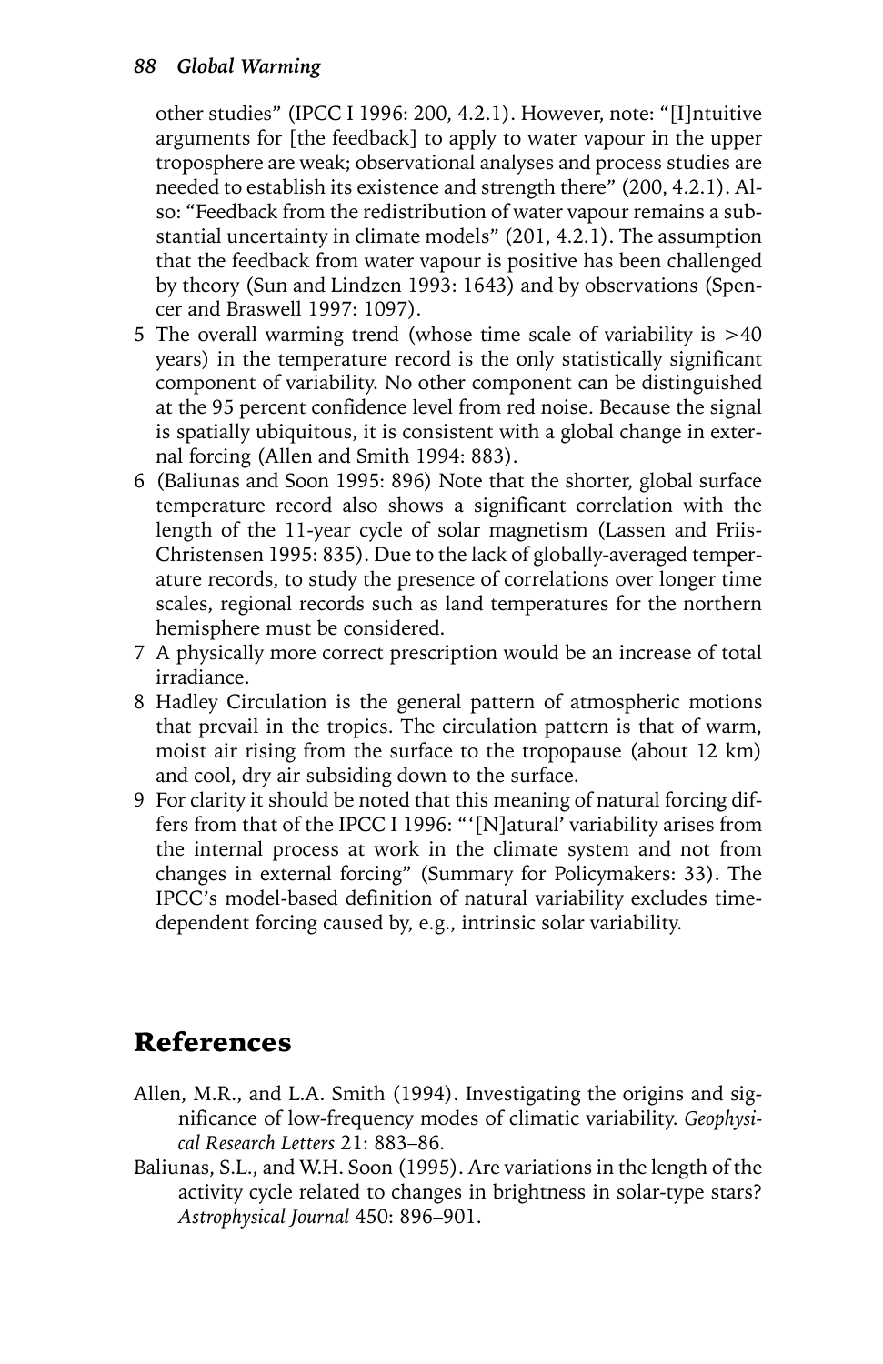other studies" (IPCC I 1996: 200, 4.2.1). However, note: "[I]ntuitive arguments for [the feedback] to apply to water vapour in the upper troposphere are weak; observational analyses and process studies are needed to establish its existence and strength there" (200, 4.2.1). Also: "Feedback from the redistribution of water vapour remains a substantial uncertainty in climate models" (201, 4.2.1). The assumption that the feedback from water vapour is positive has been challenged by theory (Sun and Lindzen 1993: 1643) and by observations (Spencer and Braswell 1997: 1097).

5 The overall warming trend (whose time scale of variability is >40 years) in the temperature record is the only statistically significant component of variability. No other component can be distinguished at the 95 percent confidence level from red noise. Because the signal is spatially ubiquitous, it is consistent with a global change in external forcing (Allen and Smith 1994: 883).

6 (Baliunas and Soon 1995: 896) Note that the shorter, global surface temperature record also shows a significant correlation with the length of the 11-year cycle of solar magnetism (Lassen and Friis-Christensen 1995: 835). Due to the lack of globally-averaged temperature records, to study the presence of correlations over longer time scales, regional records such as land temperatures for the northern hemisphere must be considered.

7 A physically more correct prescription would be an increase of total irradiance.

8 Hadley Circulation is the general pattern of atmospheric motions that prevail in the tropics. The circulation pattern is that of warm, moist air rising from the surface to the tropopause (about 12 km) and cool, dry air subsiding down to the surface.

9 For clarity it should be noted that this meaning of natural forcing differs from that of the IPCC I 1996: "'[N]atural' variability arises from the internal process at work in the climate system and not from changes in external forcing" (Summary for Policymakers: 33). The IPCC's model-based definition of natural variability excludes time-dependent forcing caused by, e.g., intrinsic solar variability.

## References

Allen, M.R., and L.A. Smith (1994). Investigating the origins and significance of low-frequency modes of climatic variability. *Geophysical Research Letters* 21: 883–86.

Baliunas, S.L., and W.H. Soon (1995). Are variations in the length of the activity cycle related to changes in brightness in solar-type stars? *Astrophysical Journal* 450: 896–901.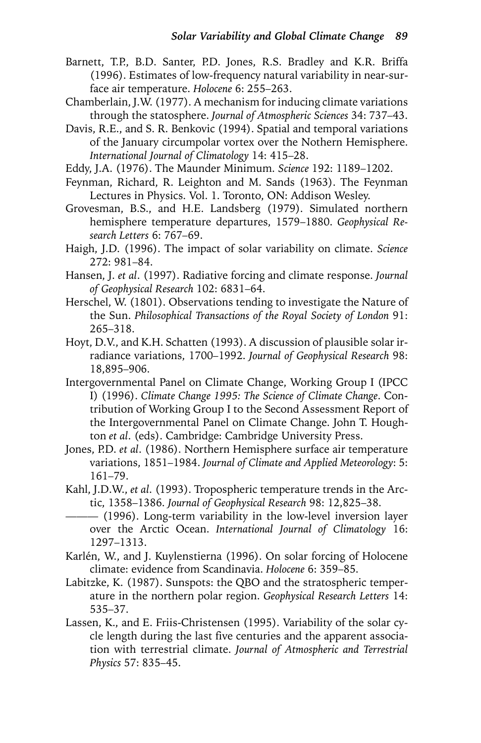Barnett, T.P., B.D. Santer, P.D. Jones, R.S. Bradley and K.R. Briffa (1996). Estimates of low-frequency natural variability in near-surface air temperature. *Holocene* 6: 255–263.

Chamberlain, J.W. (1977). A mechanism for inducing climate variations through the statosphere. *Journal of Atmospheric Sciences* 34: 737–43.

Davis, R.E., and S. R. Benkovic (1994). Spatial and temporal variations of the January circumpolar vortex over the Nothern Hemisphere. *International Journal of Climatology* 14: 415–28.

Eddy, J.A. (1976). The Maunder Minimum. *Science* 192: 1189–1202.

Feynman, Richard, R. Leighton and M. Sands (1963). The Feynman Lectures in Physics. Vol. 1. Toronto, ON: Addison Wesley.

Grovesman, B.S., and H.E. Landsberg (1979). Simulated northern hemisphere temperature departures, 1579–1880. *Geophysical Research Letters* 6: 767–69.

Haigh, J.D. (1996). The impact of solar variability on climate. *Science* 272: 981–84.

Hansen, J. *et al*. (1997). Radiative forcing and climate response. *Journal of Geophysical Research* 102: 6831–64.

Herschel, W. (1801). Observations tending to investigate the Nature of the Sun. *Philosophical Transactions of the Royal Society of London* 91: 265–318.

Hoyt, D.V., and K.H. Schatten (1993). A discussion of plausible solar irradiance variations, 1700–1992. *Journal of Geophysical Research* 98: 18,895–906.

Intergovernmental Panel on Climate Change, Working Group I (IPCC I) (1996). *Climate Change 1995: The Science of Climate Change*. Contribution of Working Group I to the Second Assessment Report of the Intergovernmental Panel on Climate Change. John T. Houghton *et al*. (eds). Cambridge: Cambridge University Press.

Jones, P.D. *et al*. (1986). Northern Hemisphere surface air temperature variations, 1851–1984. *Journal of Climate and Applied Meteorology*: 5: 161–79.

Kahl, J.D.W., *et al*. (1993). Tropospheric temperature trends in the Arctic, 1358–1386. *Journal of Geophysical Research* 98: 12,825–38.

——— (1996). Long-term variability in the low-level inversion layer over the Arctic Ocean. *International Journal of Climatology* 16: 1297–1313.

Karlén, W., and J. Kuylenstierna (1996). On solar forcing of Holocene climate: evidence from Scandinavia. *Holocene* 6: 359–85.

Labitzke, K. (1987). Sunspots: the QBO and the stratospheric temperature in the northern polar region. *Geophysical Research Letters* 14: 535–37.

Lassen, K., and E. Friis-Christensen (1995). Variability of the solar cycle length during the last five centuries and the apparent association with terrestrial climate. *Journal of Atmospheric and Terrestrial Physics* 57: 835–45.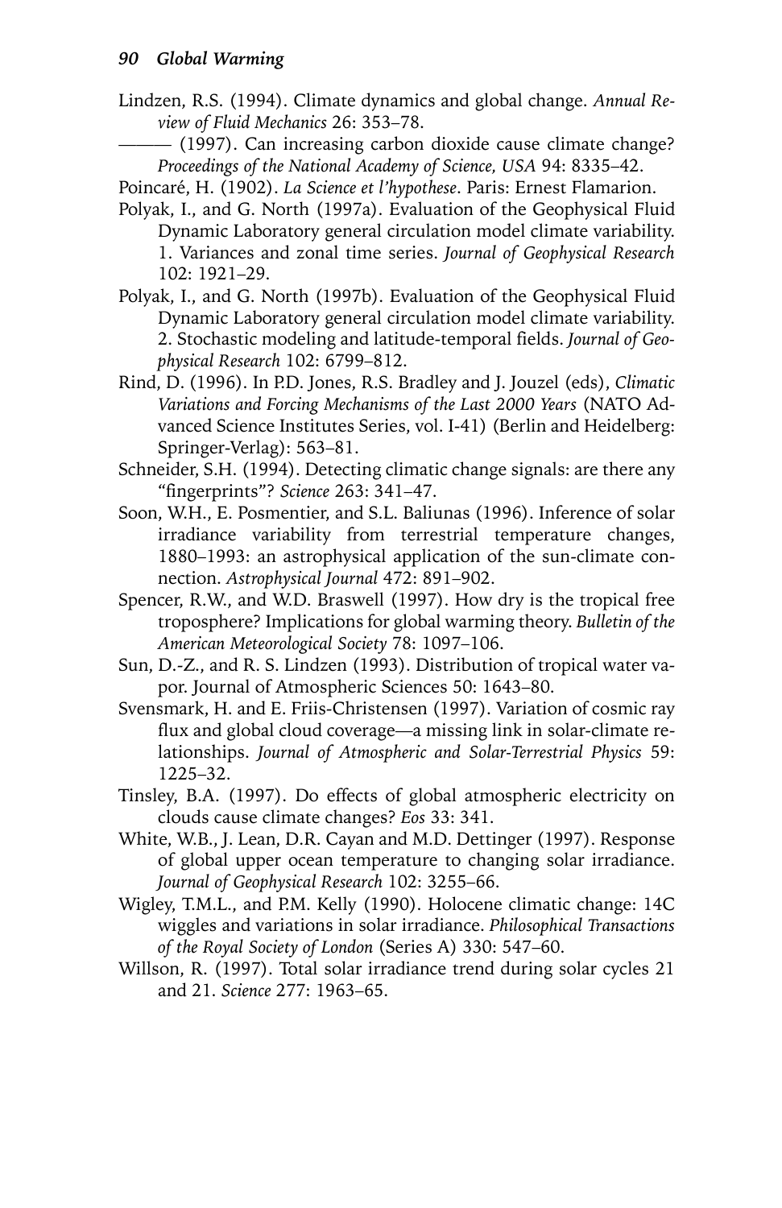Lindzen, R.S. (1994). Climate dynamics and global change. *Annual Review of Fluid Mechanics* 26: 353–78.

——— (1997). Can increasing carbon dioxide cause climate change? *Proceedings of the National Academy of Science, USA* 94: 8335–42.

Poincaré, H. (1902). *La Science et l'hypothese*. Paris: Ernest Flamarion.

Polyak, I., and G. North (1997a). Evaluation of the Geophysical Fluid Dynamic Laboratory general circulation model climate variability. 1. Variances and zonal time series. *Journal of Geophysical Research* 102: 1921–29.

Polyak, I., and G. North (1997b). Evaluation of the Geophysical Fluid Dynamic Laboratory general circulation model climate variability. 2. Stochastic modeling and latitude-temporal fields. *Journal of Geophysical Research* 102: 6799–812.

Rind, D. (1996). In P.D. Jones, R.S. Bradley and J. Jouzel (eds), *Climatic Variations and Forcing Mechanisms of the Last 2000 Years* (NATO Advanced Science Institutes Series, vol. I-41) (Berlin and Heidelberg: Springer-Verlag): 563–81.

Schneider, S.H. (1994). Detecting climatic change signals: are there any "fingerprints"? *Science* 263: 341–47.

Soon, W.H., E. Posmentier, and S.L. Baliunas (1996). Inference of solar irradiance variability from terrestrial temperature changes, 1880–1993: an astrophysical application of the sun-climate connection. *Astrophysical Journal* 472: 891–902.

Spencer, R.W., and W.D. Braswell (1997). How dry is the tropical free troposphere? Implications for global warming theory. *Bulletin of the American Meteorological Society* 78: 1097–106.

Sun, D.-Z., and R. S. Lindzen (1993). Distribution of tropical water vapor. Journal of Atmospheric Sciences 50: 1643–80.

Svensmark, H. and E. Friis-Christensen (1997). Variation of cosmic ray flux and global cloud coverage—a missing link in solar-climate relationships. *Journal of Atmospheric and Solar-Terrestrial Physics* 59: 1225–32.

Tinsley, B.A. (1997). Do effects of global atmospheric electricity on clouds cause climate changes? *Eos* 33: 341.

White, W.B., J. Lean, D.R. Cayan and M.D. Dettinger (1997). Response of global upper ocean temperature to changing solar irradiance. *Journal of Geophysical Research* 102: 3255–66.

Wigley, T.M.L., and P.M. Kelly (1990). Holocene climatic change: 14C wiggles and variations in solar irradiance. *Philosophical Transactions of the Royal Society of London* (Series A) 330: 547–60.

Willson, R. (1997). Total solar irradiance trend during solar cycles 21 and 21. *Science* 277: 1963–65.